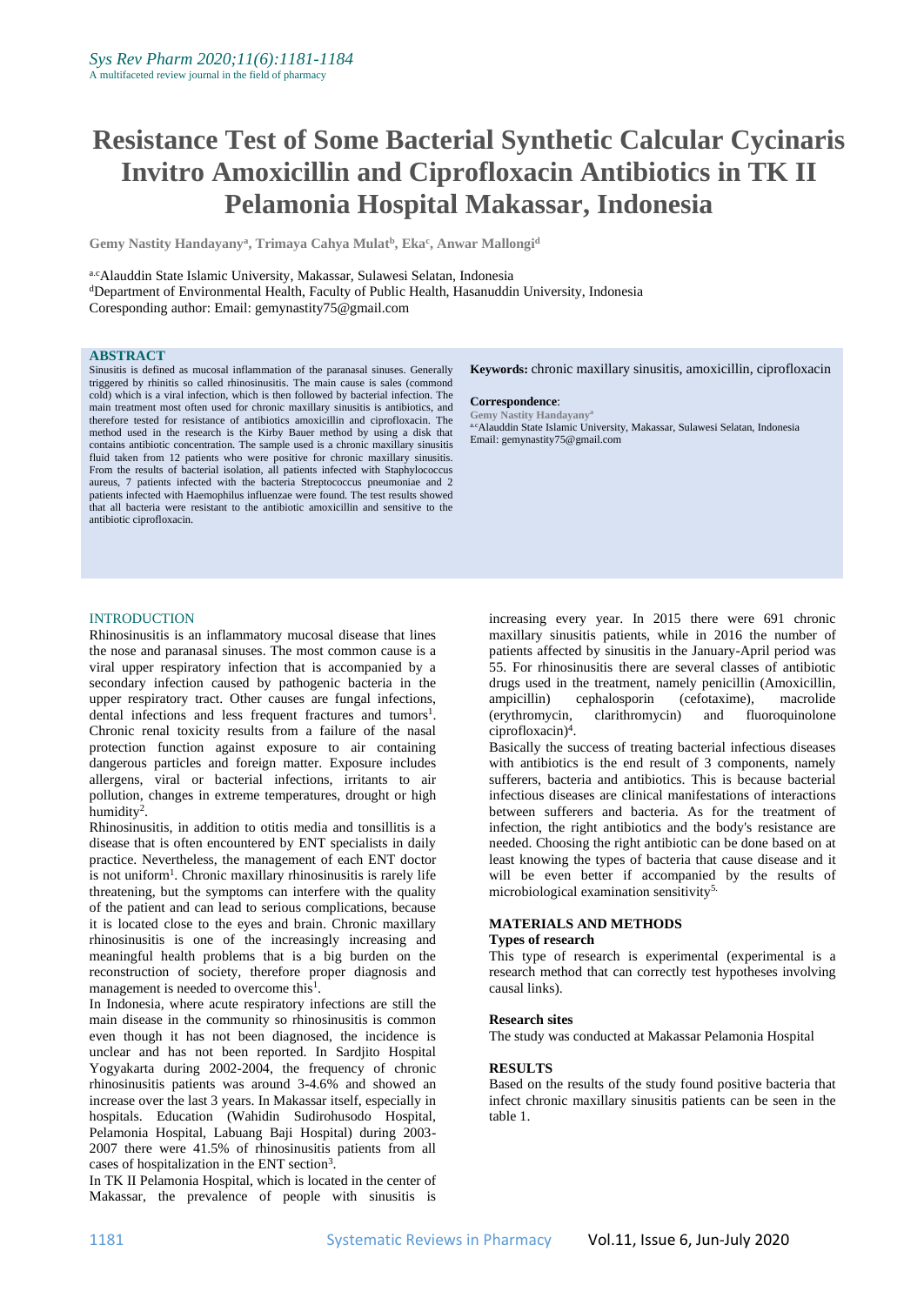# Resistance Test of Some Bacterial Synthetic Calcular Cycinaris Invitro Amoxicillin and Ciprofloxacin Antibiotics in TK II Pelamonia Hospital Makassar, Indonesia

**Gemy Nastity Handayany[a], Trimaya Cahya Mulat[b], Eka[c], Anwar Mallongi[d]**

[a,c]Alauddin State Islamic University, Makassar, Sulawesi Selatan, Indonesia
[d]Department of Environmental Health, Faculty of Public Health, Hasanuddin University, Indonesia
Coresponding author: Email: gemynastity75@gmail.com

## ABSTRACT

Sinusitis is defined as mucosal inflammation of the paranasal sinuses. Generally triggered by rhinitis so called rhinosinusitis. The main cause is sales (commond cold) which is a viral infection, which is then followed by bacterial infection. The main treatment most often used for chronic maxillary sinusitis is antibiotics, and therefore tested for resistance of antibiotics amoxicillin and ciprofloxacin. The method used in the research is the Kirby Bauer method by using a disk that contains antibiotic concentration. The sample used is a chronic maxillary sinusitis fluid taken from 12 patients who were positive for chronic maxillary sinusitis. From the results of bacterial isolation, all patients infected with Staphylococcus aureus, 7 patients infected with the bacteria Streptococcus pneumoniae and 2 patients infected with Haemophilus influenzae were found. The test results showed that all bacteria were resistant to the antibiotic amoxicillin and sensitive to the antibiotic ciprofloxacin.

**Keywords:** chronic maxillary sinusitis, amoxicillin, ciprofloxacin

**Correspondence**:
Gemy Nastity Handayany[a]
[a,c]Alauddin State Islamic University, Makassar, Sulawesi Selatan, Indonesia
Email: gemynastity75@gmail.com

## INTRODUCTION

Rhinosinusitis is an inflammatory mucosal disease that lines the nose and paranasal sinuses. The most common cause is a viral upper respiratory infection that is accompanied by a secondary infection caused by pathogenic bacteria in the upper respiratory tract. Other causes are fungal infections, dental infections and less frequent fractures and tumors[1]. Chronic renal toxicity results from a failure of the nasal protection function against exposure to air containing dangerous particles and foreign matter. Exposure includes allergens, viral or bacterial infections, irritants to air pollution, changes in extreme temperatures, drought or high humidity[2].

Rhinosinusitis, in addition to otitis media and tonsillitis is a disease that is often encountered by ENT specialists in daily practice. Nevertheless, the management of each ENT doctor is not uniform[1]. Chronic maxillary rhinosinusitis is rarely life threatening, but the symptoms can interfere with the quality of the patient and can lead to serious complications, because it is located close to the eyes and brain. Chronic maxillary rhinosinusitis is one of the increasingly increasing and meaningful health problems that is a big burden on the reconstruction of society, therefore proper diagnosis and management is needed to overcome this[1].

In Indonesia, where acute respiratory infections are still the main disease in the community so rhinosinusitis is common even though it has not been diagnosed, the incidence is unclear and has not been reported. In Sardjito Hospital Yogyakarta during 2002-2004, the frequency of chronic rhinosinusitis patients was around 3-4.6% and showed an increase over the last 3 years. In Makassar itself, especially in hospitals. Education (Wahidin Sudirohusodo Hospital, Pelamonia Hospital, Labuang Baji Hospital) during 2003-2007 there were 41.5% of rhinosinusitis patients from all cases of hospitalization in the ENT section[3].

In TK II Pelamonia Hospital, which is located in the center of Makassar, the prevalence of people with sinusitis is increasing every year. In 2015 there were 691 chronic maxillary sinusitis patients, while in 2016 the number of patients affected by sinusitis in the January-April period was 55. For rhinosinusitis there are several classes of antibiotic drugs used in the treatment, namely penicillin (Amoxicillin, ampicillin) cephalosporin (cefotaxime), macrolide (erythromycin, clarithromycin) and fluoroquinolone ciprofloxacin)[4].

Basically the success of treating bacterial infectious diseases with antibiotics is the end result of 3 components, namely sufferers, bacteria and antibiotics. This is because bacterial infectious diseases are clinical manifestations of interactions between sufferers and bacteria. As for the treatment of infection, the right antibiotics and the body's resistance are needed. Choosing the right antibiotic can be done based on at least knowing the types of bacteria that cause disease and it will be even better if accompanied by the results of microbiological examination sensitivity[5].

## MATERIALS AND METHODS

### Types of research

This type of research is experimental (experimental is a research method that can correctly test hypotheses involving causal links).

### Research sites

The study was conducted at Makassar Pelamonia Hospital

## RESULTS

Based on the results of the study found positive bacteria that infect chronic maxillary sinusitis patients can be seen in the table 1.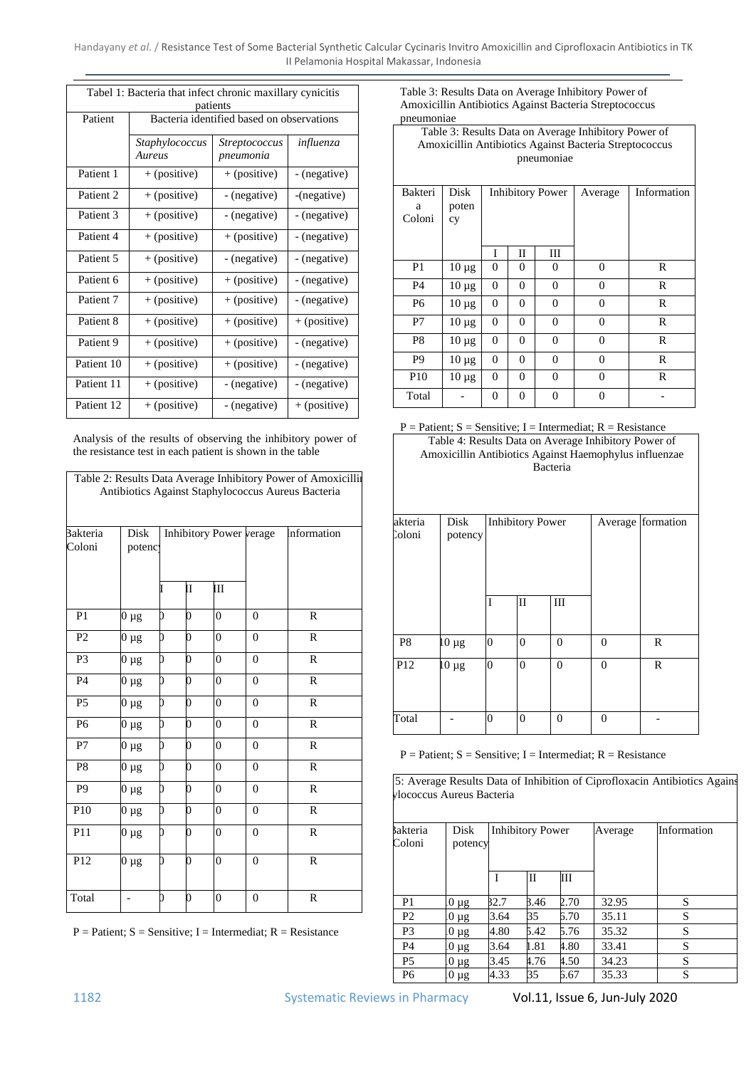| Tabel 1: Bacteria that infect chronic maxillary cynicitis patients | | | |
|---|---|---|---|
| Patient | Bacteria identified based on observations | | |
| | *Staphylococcus Aureus* | *Streptococcus pneumonia* | *influenza* |
| Patient 1 | + (positive) | + (positive) | - (negative) |
| Patient 2 | + (positive) | - (negative) | -(negative) |
| Patient 3 | + (positive) | - (negative) | - (negative) |
| Patient 4 | + (positive) | + (positive) | - (negative) |
| Patient 5 | + (positive) | - (negative) | - (negative) |
| Patient 6 | + (positive) | + (positive) | - (negative) |
| Patient 7 | + (positive) | + (positive) | - (negative) |
| Patient 8 | + (positive) | + (positive) | + (positive) |
| Patient 9 | + (positive) | + (positive) | - (negative) |
| Patient 10 | + (positive) | + (positive) | - (negative) |
| Patient 11 | + (positive) | - (negative) | - (negative) |
| Patient 12 | + (positive) | - (negative) | + (positive) |

Analysis of the results of observing the inhibitory power of the resistance test in each patient is shown in the table

Table 2: Results Data Average Inhibitory Power of Amoxicillin Antibiotics Against Staphylococcus Aureus Bacteria

| Bakteria Coloni | Disk potency | Inhibitory Power | | | Average | Information |
|---|---|---|---|---|---|---|
| | | I | II | III | | |
| P1 | 0 µg | 0 | 0 | 0 | 0 | R |
| P2 | 0 µg | 0 | 0 | 0 | 0 | R |
| P3 | 0 µg | 0 | 0 | 0 | 0 | R |
| P4 | 0 µg | 0 | 0 | 0 | 0 | R |
| P5 | 0 µg | 0 | 0 | 0 | 0 | R |
| P6 | 0 µg | 0 | 0 | 0 | 0 | R |
| P7 | 0 µg | 0 | 0 | 0 | 0 | R |
| P8 | 0 µg | 0 | 0 | 0 | 0 | R |
| P9 | 0 µg | 0 | 0 | 0 | 0 | R |
| P10 | 0 µg | 0 | 0 | 0 | 0 | R |
| P11 | 0 µg | 0 | 0 | 0 | 0 | R |
| P12 | 0 µg | 0 | 0 | 0 | 0 | R |
| Total | - | 0 | 0 | 0 | 0 | R |

P = Patient; S = Sensitive; I = Intermediat; R = Resistance

Table 3: Results Data on Average Inhibitory Power of Amoxicillin Antibiotics Against Bacteria Streptococcus pneumoniae

| Bakteria Coloni | Disk potency | Inhibitory Power | | | Average | Information |
|---|---|---|---|---|---|---|
| | | I | II | III | | |
| P1 | 10 µg | 0 | 0 | 0 | 0 | R |
| P4 | 10 µg | 0 | 0 | 0 | 0 | R |
| P6 | 10 µg | 0 | 0 | 0 | 0 | R |
| P7 | 10 µg | 0 | 0 | 0 | 0 | R |
| P8 | 10 µg | 0 | 0 | 0 | 0 | R |
| P9 | 10 µg | 0 | 0 | 0 | 0 | R |
| P10 | 10 µg | 0 | 0 | 0 | 0 | R |
| Total | - | 0 | 0 | 0 | 0 | - |

P = Patient; S = Sensitive; I = Intermediat; R = Resistance

Table 4: Results Data on Average Inhibitory Power of Amoxicillin Antibiotics Against Haemophylus influenzae Bacteria

| Bakteria Coloni | Disk potency | Inhibitory Power | | | Average | Information |
|---|---|---|---|---|---|---|
| | | I | II | III | | |
| P8 | 10 µg | 0 | 0 | 0 | 0 | R |
| P12 | 10 µg | 0 | 0 | 0 | 0 | R |
| Total | - | 0 | 0 | 0 | 0 | - |

P = Patient; S = Sensitive; I = Intermediat; R = Resistance

Table 5: Average Results Data of Inhibition of Ciprofloxacin Antibiotics Against Staphylococcus Aureus Bacteria

| Bakteria Coloni | Disk potency | Inhibitory Power | | | Average | Information |
|---|---|---|---|---|---|---|
| | | I | II | III | | |
| P1 | 10 µg | 32.7 | 33.46 | 32.70 | 32.95 | S |
| P2 | 10 µg | 33.64 | 35 | 36.70 | 35.11 | S |
| P3 | 10 µg | 34.80 | 35.42 | 35.76 | 35.32 | S |
| P4 | 10 µg | 33.64 | 31.81 | 34.80 | 33.41 | S |
| P5 | 10 µg | 33.45 | 34.76 | 34.50 | 34.23 | S |
| P6 | 10 µg | 34.33 | 35 | 36.67 | 35.33 | S |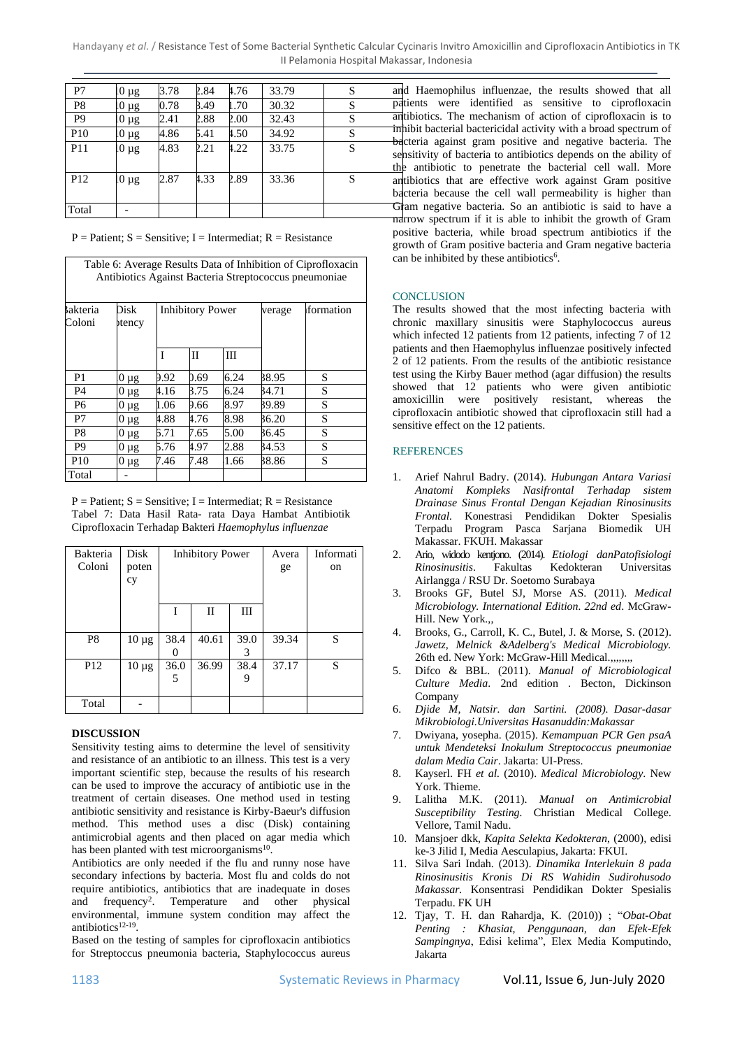| P7 | 10 µg | 33.78 | 32.84 | 34.76 | 33.79 | S |
|---|---|---|---|---|---|---|
| P8 | 10 µg | 30.78 | 28.49 | 31.70 | 30.32 | S |
| P9 | 10 µg | 32.41 | 32.88 | 32.00 | 32.43 | S |
| P10 | 10 µg | 34.86 | 35.41 | 34.50 | 34.92 | S |
| P11 | 10 µg | 34.83 | 32.21 | 34.22 | 33.75 | S |
| P12 | 10 µg | 32.87 | 34.33 | 32.89 | 33.36 | S |
| Total | - | | | | | |

P = Patient; S = Sensitive; I = Intermediat; R = Resistance

Table 6: Average Results Data of Inhibition of Ciprofloxacin Antibiotics Against Bacteria Streptococcus pneumoniae

| Bakteria Coloni | Disk potency | Inhibitory Power | | | Average | Information |
|---|---|---|---|---|---|---|
| | | I | II | III | | |
| P1 | 10 µg | 39.92 | 30.69 | 36.24 | 38.95 | S |
| P4 | 10 µg | 34.16 | 33.75 | 36.24 | 34.71 | S |
| P6 | 10 µg | 41.06 | 39.66 | 38.97 | 39.89 | S |
| P7 | 10 µg | 34.88 | 34.76 | 38.98 | 36.20 | S |
| P8 | 10 µg | 35.71 | 37.65 | 35.00 | 36.45 | S |
| P9 | 10 µg | 35.76 | 34.97 | 32.88 | 34.53 | S |
| P10 | 10 µg | 37.46 | 37.48 | 41.66 | 38.86 | S |
| Total | - | | | | | |

P = Patient; S = Sensitive; I = Intermediat; R = Resistance

Tabel 7: Data Hasil Rata- rata Daya Hambat Antibiotik Ciprofloxacin Terhadap Bakteri *Haemophylus influenzae*

| Bakteria Coloni | Disk potency | Inhibitory Power | | | Average | Information |
|---|---|---|---|---|---|---|
| | | I | II | III | | |
| P8 | 10 µg | 38.40 | 40.61 | 39.03 | 39.34 | S |
| P12 | 10 µg | 36.05 | 36.99 | 38.49 | 37.17 | S |
| Total | - | | | | | |

## DISCUSSION

Sensitivity testing aims to determine the level of sensitivity and resistance of an antibiotic to an illness. This test is a very important scientific step, because the results of his research can be used to improve the accuracy of antibiotic use in the treatment of certain diseases. One method used in testing antibiotic sensitivity and resistance is Kirby-Baeur's diffusion method. This method uses a disc (Disk) containing antimicrobial agents and then placed on agar media which has been planted with test microorganisms[10].

Antibiotics are only needed if the flu and runny nose have secondary infections by bacteria. Most flu and colds do not require antibiotics, antibiotics that are inadequate in doses and frequency[2]. Temperature and other physical environmental, immune system condition may affect the antibiotics[12-19].

Based on the testing of samples for ciprofloxacin antibiotics for Streptoccus pneumonia bacteria, Staphylococcus aureus and Haemophilus influenzae, the results showed that all patients were identified as sensitive to ciprofloxacin antibiotics. The mechanism of action of ciprofloxacin is to inhibit bacterial bactericidal activity with a broad spectrum of bacteria against gram positive and negative bacteria. The sensitivity of bacteria to antibiotics depends on the ability of the antibiotic to penetrate the bacterial cell wall. More antibiotics that are effective work against Gram positive bacteria because the cell wall permeability is higher than Gram negative bacteria. So an antibiotic is said to have a narrow spectrum if it is able to inhibit the growth of Gram positive bacteria, while broad spectrum antibiotics if the growth of Gram positive bacteria and Gram negative bacteria can be inhibited by these antibiotics[6].

## CONCLUSION

The results showed that the most infecting bacteria with chronic maxillary sinusitis were Staphylococcus aureus which infected 12 patients from 12 patients, infecting 7 of 12 patients and then Haemophylus influenzae positively infected 2 of 12 patients. From the results of the antibiotic resistance test using the Kirby Bauer method (agar diffusion) the results showed that 12 patients who were given antibiotic amoxicillin were positively resistant, whereas the ciprofloxacin antibiotic showed that ciprofloxacin still had a sensitive effect on the 12 patients.

## REFERENCES

1. Arief Nahrul Badry. (2014). *Hubungan Antara Variasi Anatomi Kompleks Nasifrontal Terhadap sistem Drainase Sinus Frontal Dengan Kejadian Rinosinusits Frontal.* Konestrasi Pendidikan Dokter Spesialis Terpadu Program Pasca Sarjana Biomedik UH Makassar. FKUH. Makassar
2. Ario, widodo kentjono. (2014). *Etiologi danPatofisiologi Rinosinusitis*. Fakultas Kedokteran Universitas Airlangga / RSU Dr. Soetomo Surabaya
3. Brooks GF, Butel SJ, Morse AS. (2011). *Medical Microbiology. International Edition. 22nd ed*. McGraw-Hill. New York.,,
4. Brooks, G., Carroll, K. C., Butel, J. & Morse, S. (2012). *Jawetz, Melnick &Adelberg's Medical Microbiology.* 26th ed. New York: McGraw-Hill Medical.,,,,,,,
5. Difco & BBL. (2011). *Manual of Microbiological Culture Media*. 2nd edition . Becton, Dickinson Company
6. *Djide M, Natsir. dan Sartini. (2008). Dasar-dasar Mikrobiologi.Universitas Hasanuddin:Makassar*
7. Dwiyana, yosepha. (2015). *Kemampuan PCR Gen psaA untuk Mendeteksi Inokulum Streptococcus pneumoniae dalam Media Cair*. Jakarta: UI-Press.
8. Kayserl. FH *et al.* (2010). *Medical Microbiology*. New York. Thieme.
9. Lalitha M.K. (2011). *Manual on Antimicrobial Susceptibility Testing.* Christian Medical College. Vellore, Tamil Nadu.
10. Mansjoer dkk, *Kapita Selekta Kedokteran*, (2000), edisi ke-3 Jilid I, Media Aesculapius, Jakarta: FKUI.
11. Silva Sari Indah. (2013). *Dinamika Interlekuin 8 pada Rinosinusitis Kronis Di RS Wahidin Sudirohusodo Makassar.* Konsentrasi Pendidikan Dokter Spesialis Terpadu. FK UH
12. Tjay, T. H. dan Rahardja, K. (2010)) ; "*Obat-Obat Penting : Khasiat, Penggunaan, dan Efek-Efek Sampingnya*, Edisi kelima", Elex Media Komputindo, Jakarta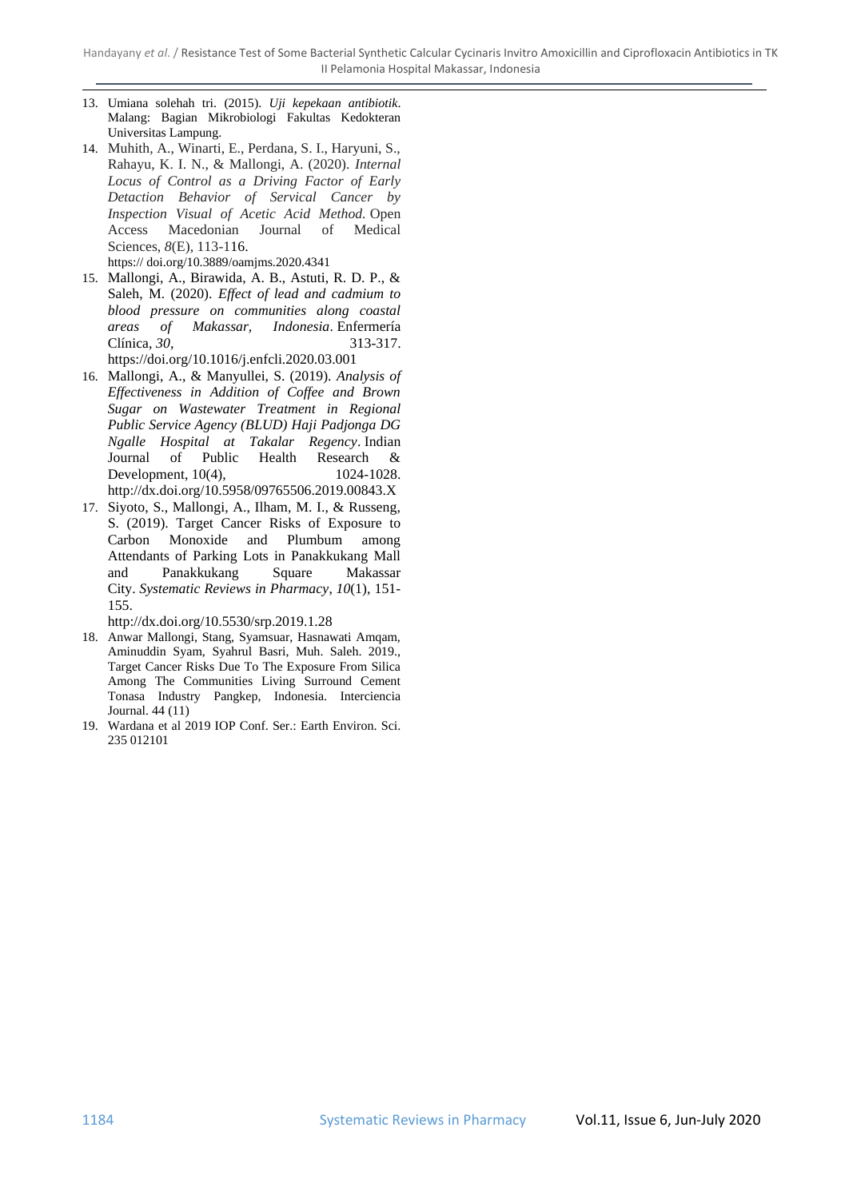13. Umiana solehah tri. (2015). *Uji kepekaan antibiotik*. Malang: Bagian Mikrobiologi Fakultas Kedokteran Universitas Lampung.
14. Muhith, A., Winarti, E., Perdana, S. I., Haryuni, S., Rahayu, K. I. N., & Mallongi, A. (2020). *Internal Locus of Control as a Driving Factor of Early Detection Behavior of Servical Cancer by Inspection Visual of Acetic Acid Method.* Open Access Macedonian Journal of Medical Sciences, *8*(E), 113-116. https:// doi.org/10.3889/oamjms.2020.4341
15. Mallongi, A., Birawida, A. B., Astuti, R. D. P., & Saleh, M. (2020). *Effect of lead and cadmium to blood pressure on communities along coastal areas of Makassar, Indonesia*. Enfermería Clínica, *30*, 313-317. https://doi.org/10.1016/j.enfcli.2020.03.001
16. Mallongi, A., & Manyullei, S. (2019). *Analysis of Effectiveness in Addition of Coffee and Brown Sugar on Wastewater Treatment in Regional Public Service Agency (BLUD) Haji Padjonga DG Ngalle Hospital at Takalar Regency*. Indian Journal of Public Health Research & Development, 10(4), 1024-1028. http://dx.doi.org/10.5958/09765506.2019.00843.X
17. Siyoto, S., Mallongi, A., Ilham, M. I., & Russeng, S. (2019). Target Cancer Risks of Exposure to Carbon Monoxide and Plumbum among Attendants of Parking Lots in Panakkukang Mall and Panakkukang Square Makassar City. *Systematic Reviews in Pharmacy*, *10*(1), 151-155. http://dx.doi.org/10.5530/srp.2019.1.28
18. Anwar Mallongi, Stang, Syamsuar, Hasnawati Amqam, Aminuddin Syam, Syahrul Basri, Muh. Saleh. 2019., Target Cancer Risks Due To The Exposure From Silica Among The Communities Living Surround Cement Tonasa Industry Pangkep, Indonesia. Interciencia Journal. 44 (11)
19. Wardana et al 2019 IOP Conf. Ser.: Earth Environ. Sci. 235 012101